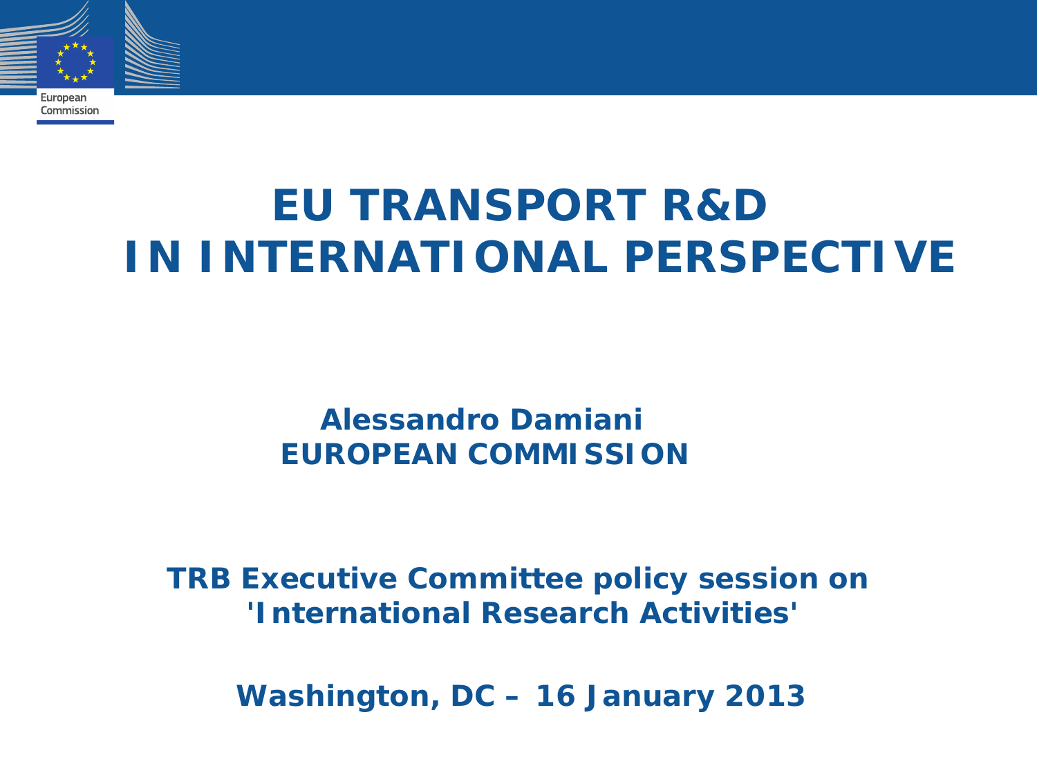# EU TRANSPORT R&D IN INTERNATIONAL PERSPECTIVE

**Alessandro Damiani**
**EUROPEAN COMMISSION**

**TRB Executive Committee policy session on 'International Research Activities'**

**Washington, DC – 16 January 2013**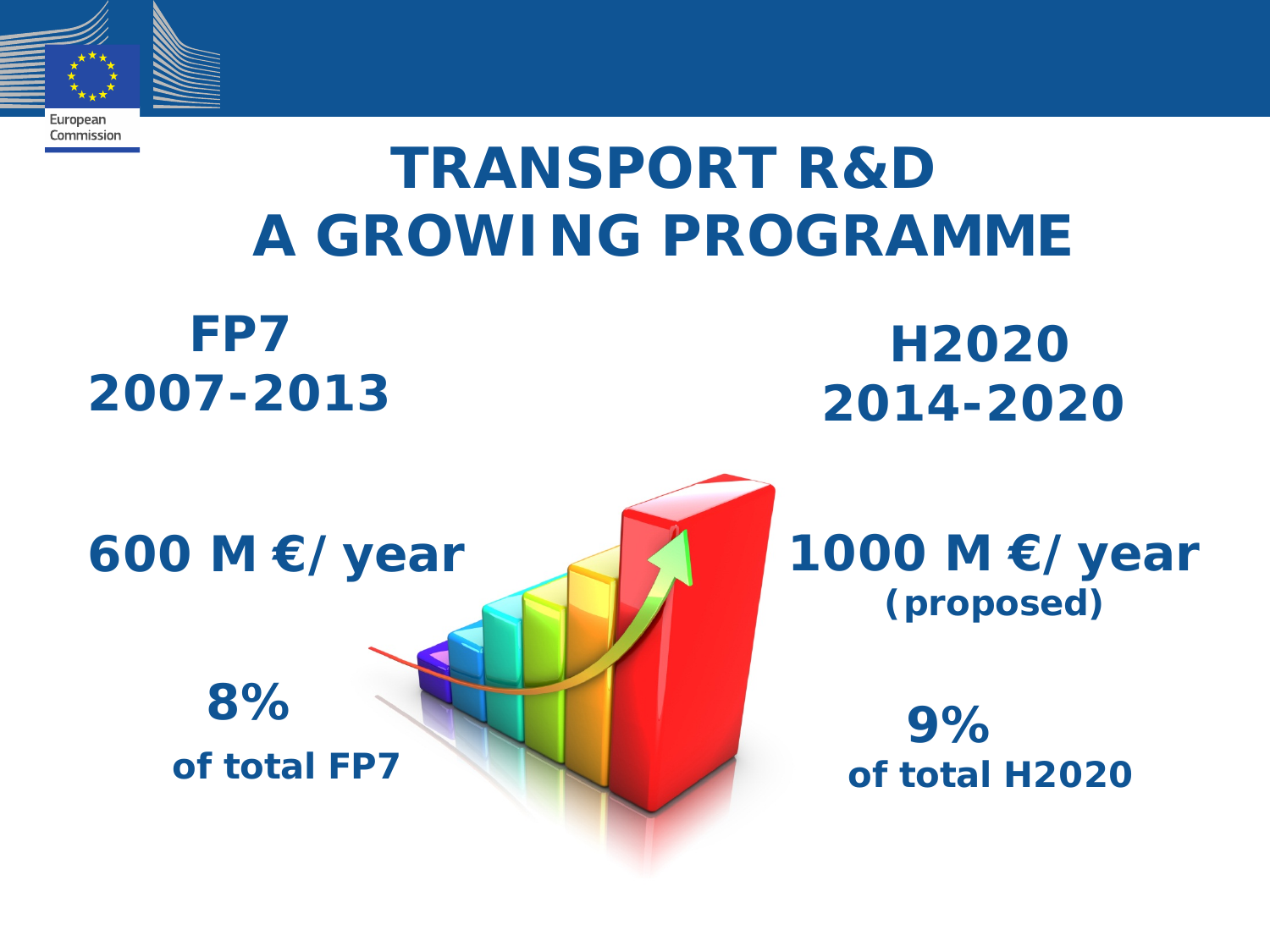# TRANSPORT R&D A GROWING PROGRAMME

**FP7 2007-2013**

**600 M €/ year**

**8% of total FP7**

**H2020 2014-2020**

**1000 M €/ year (proposed)**

**9% of total H2020**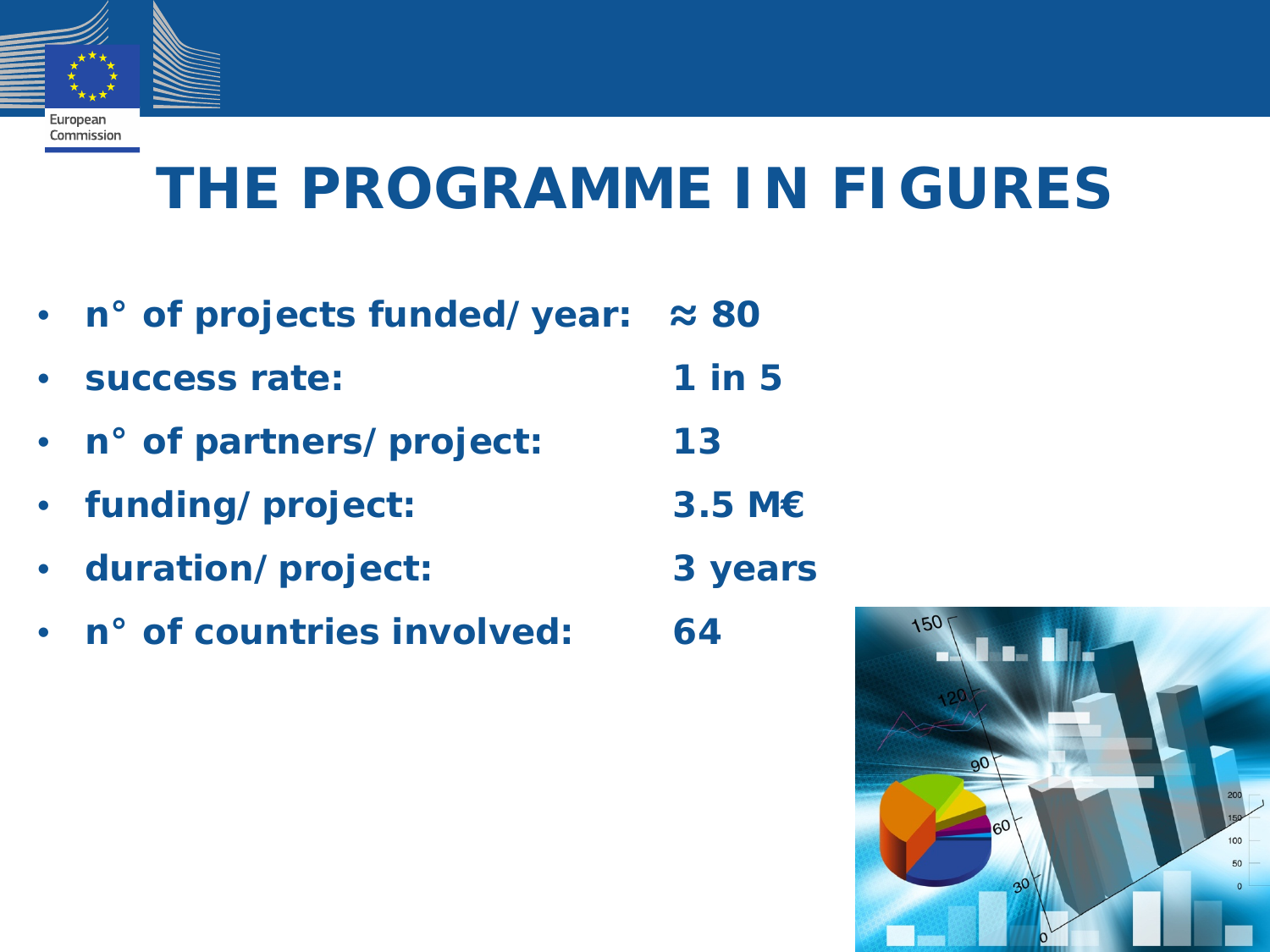# THE PROGRAMME IN FIGURES

- **n° of projects funded/year: ≈ 80**
- **success rate: 1 in 5**
- **n° of partners/project: 13**
- **funding/project: 3.5 M€**
- **duration/project: 3 years**
- **n° of countries involved: 64**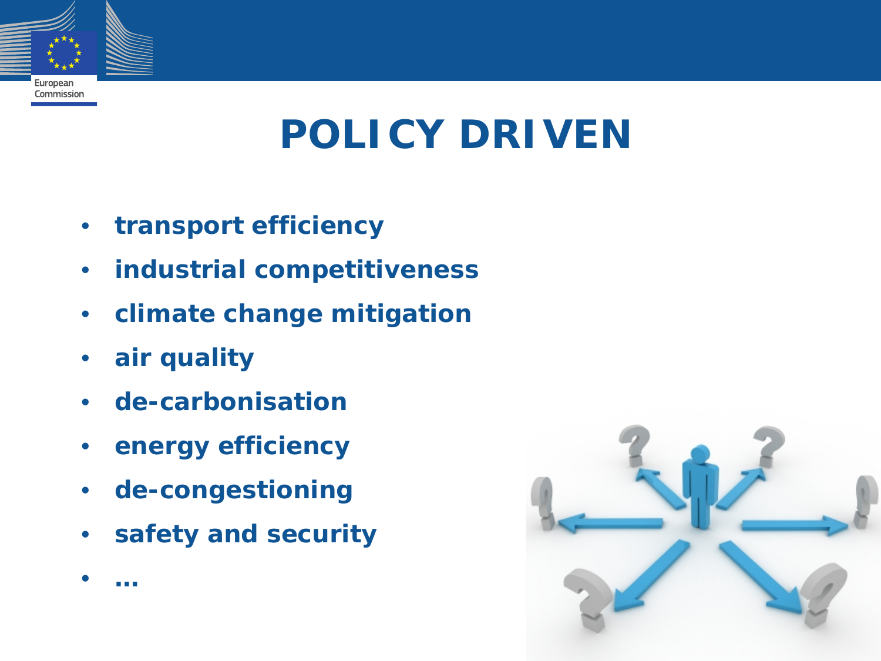# POLICY DRIVEN

- **transport efficiency**
- **industrial competitiveness**
- **climate change mitigation**
- **air quality**
- **de-carbonisation**
- **energy efficiency**
- **de-congestioning**
- **safety and security**
- **…**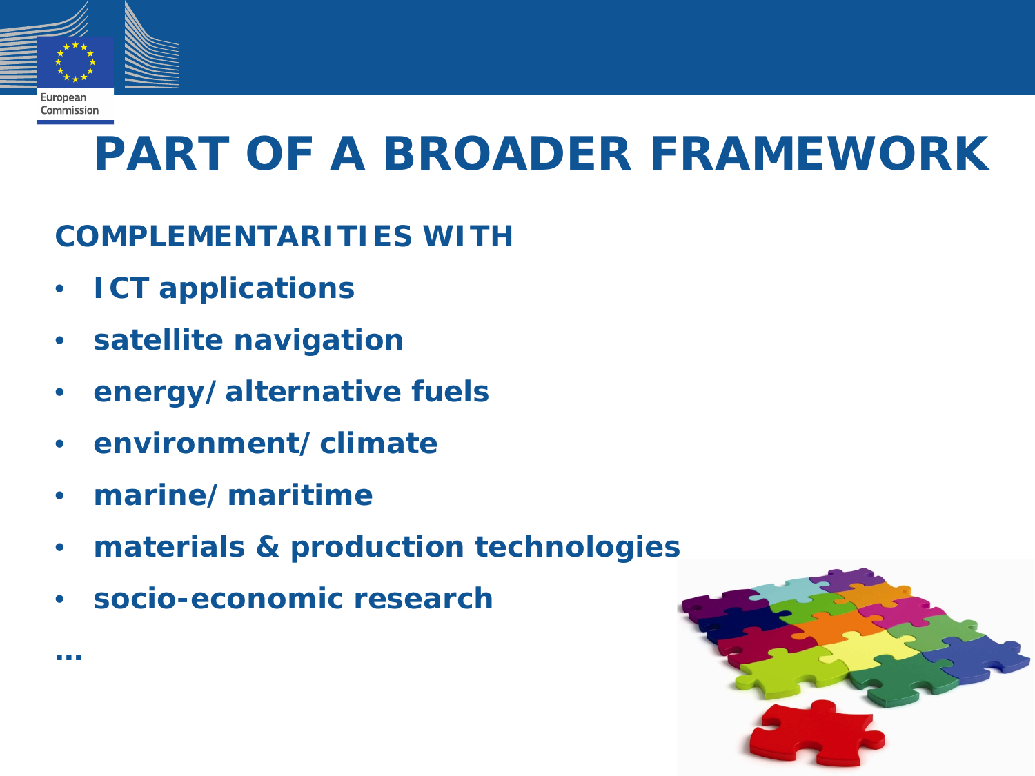# PART OF A BROADER FRAMEWORK

**COMPLEMENTARITIES WITH**

- **ICT applications**
- **satellite navigation**
- **energy/alternative fuels**
- **environment/climate**
- **marine/maritime**
- **materials & production technologies**
- **socio-economic research**

**…**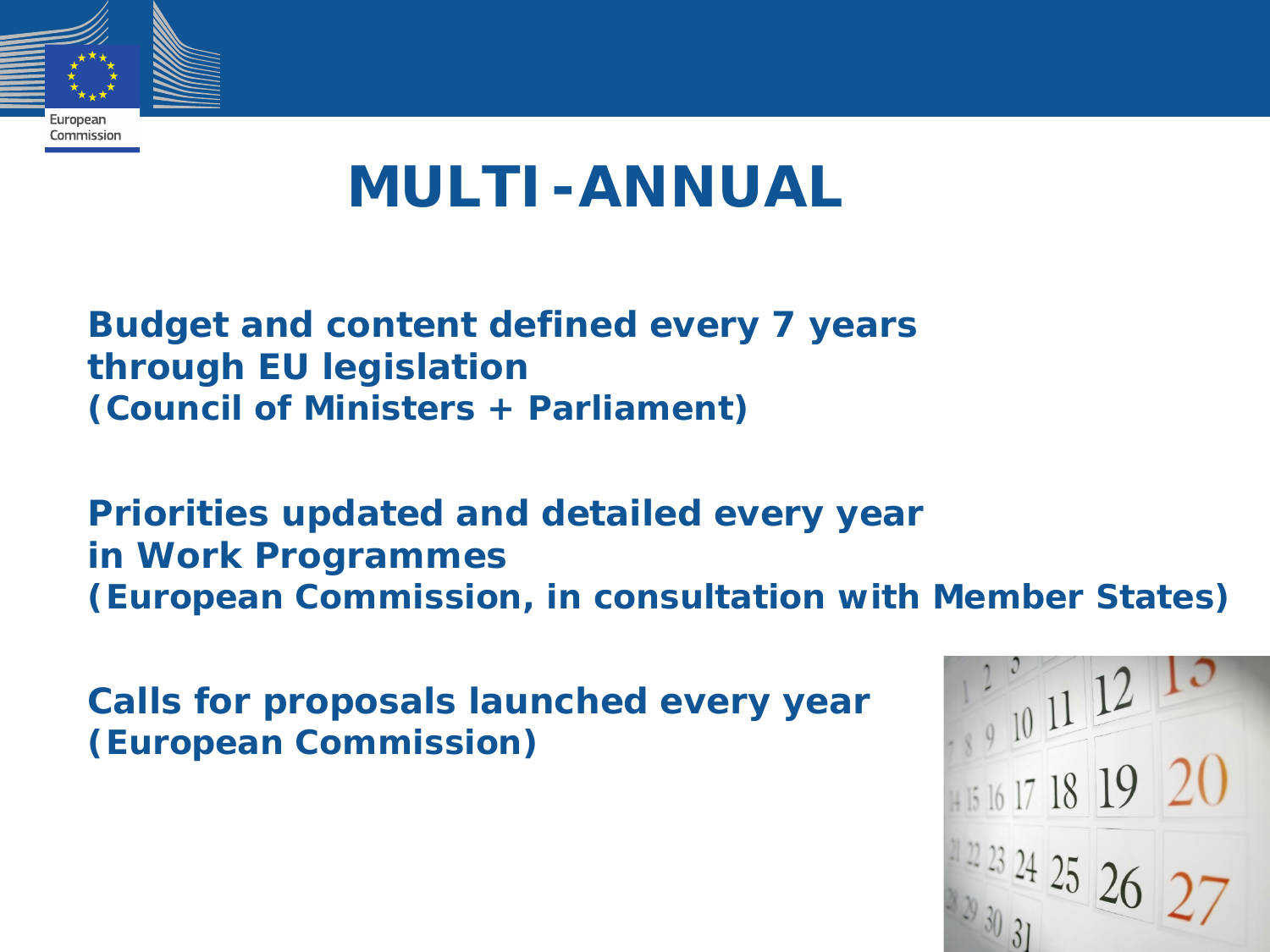# MULTI-ANNUAL

**Budget and content defined every 7 years through EU legislation (Council of Ministers + Parliament)**

**Priorities updated and detailed every year in Work Programmes (European Commission, in consultation with Member States)**

**Calls for proposals launched every year (European Commission)**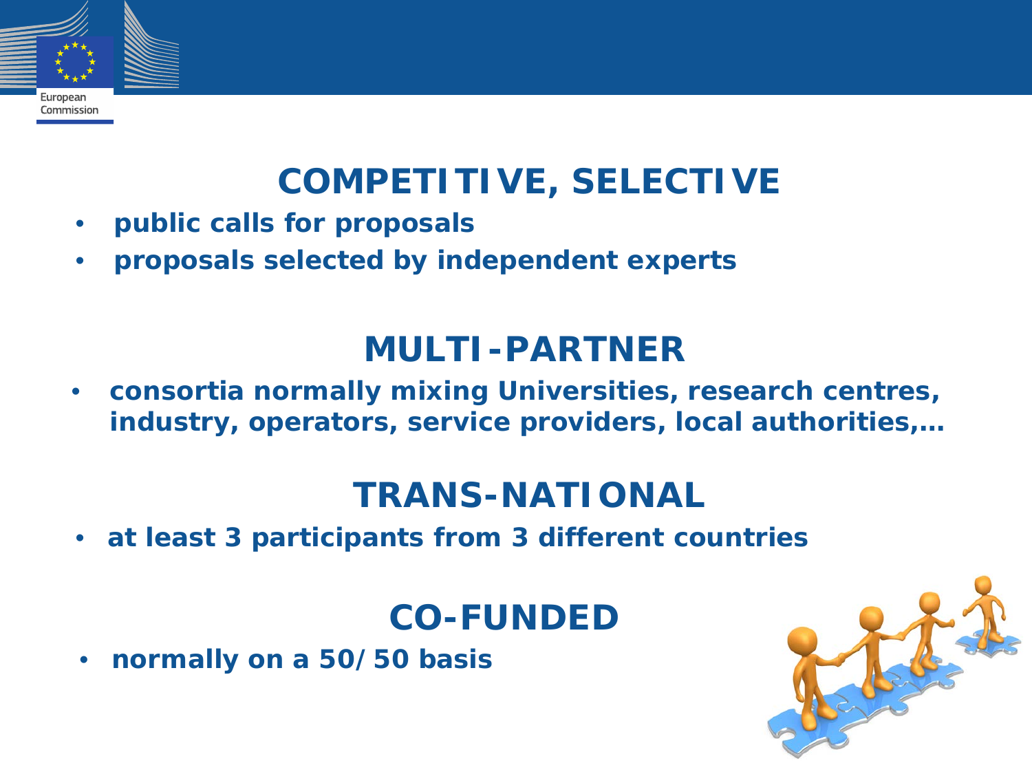## COMPETITIVE, SELECTIVE

- **public calls for proposals**
- **proposals selected by independent experts**

## MULTI-PARTNER

- **consortia normally mixing Universities, research centres, industry, operators, service providers, local authorities,…**

## TRANS-NATIONAL

- **at least 3 participants from 3 different countries**

## CO-FUNDED

- **normally on a 50/50 basis**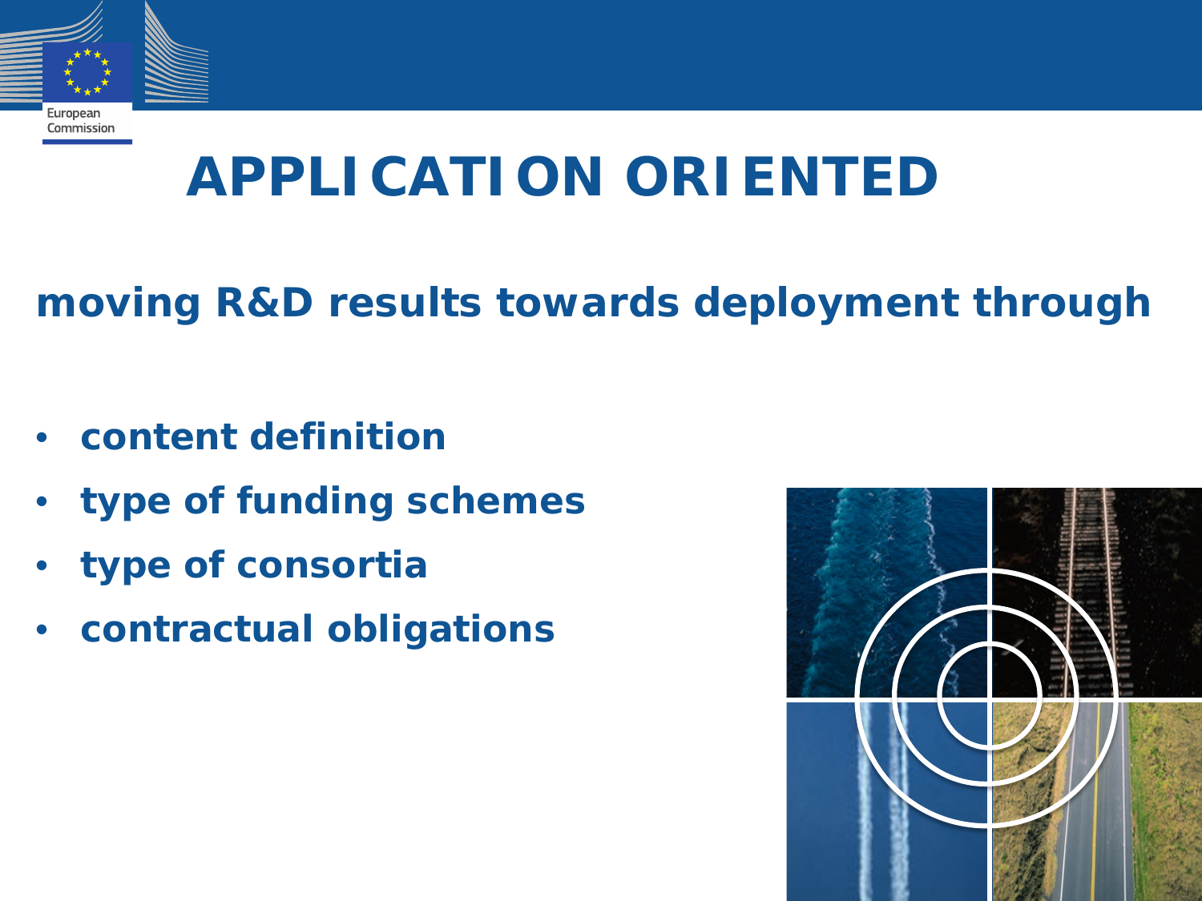# APPLICATION ORIENTED

**moving R&D results towards deployment through**

- **content definition**
- **type of funding schemes**
- **type of consortia**
- **contractual obligations**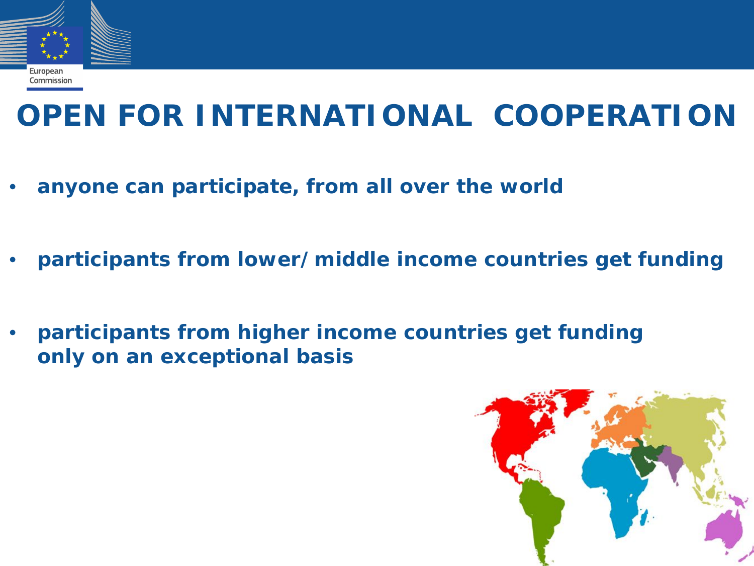# OPEN FOR INTERNATIONAL COOPERATION

- **anyone can participate, from all over the world**
- **participants from lower/middle income countries get funding**
- **participants from higher income countries get funding only on an exceptional basis**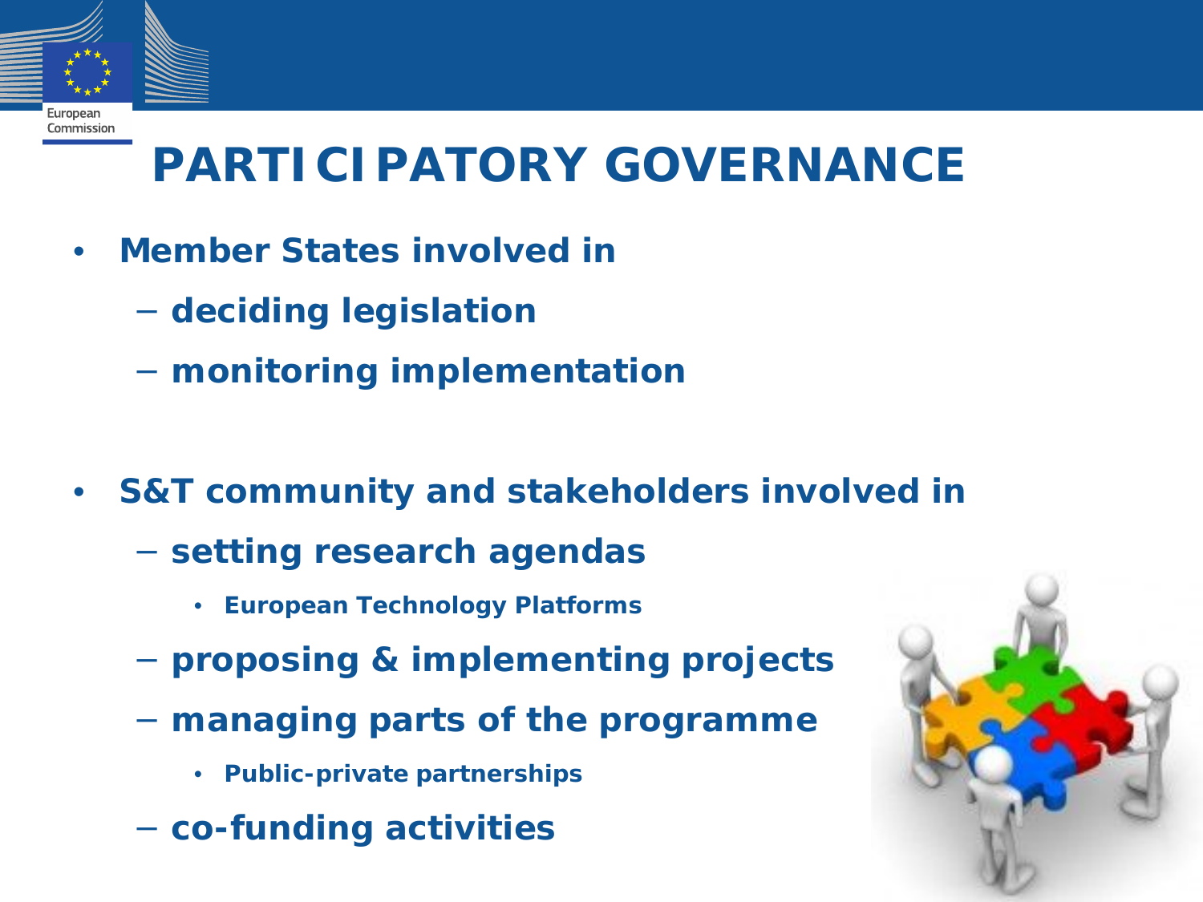# PARTICIPATORY GOVERNANCE

- **Member States involved in**
  - **deciding legislation**
  - **monitoring implementation**

- **S&T community and stakeholders involved in**
  - **setting research agendas**
    - **European Technology Platforms**
  - **proposing & implementing projects**
  - **managing parts of the programme**
    - **Public-private partnerships**
  - **co-funding activities**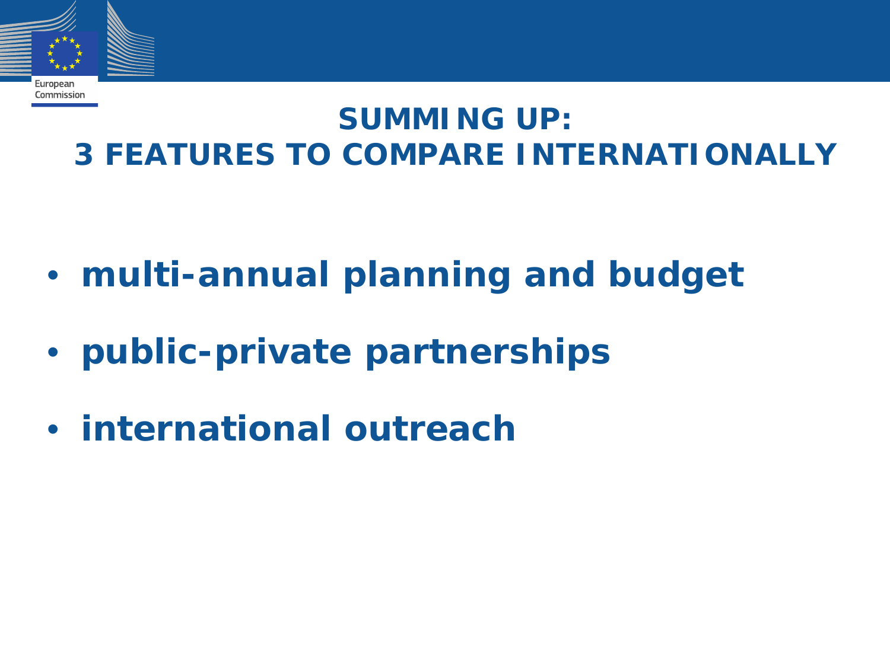# SUMMING UP: 3 FEATURES TO COMPARE INTERNATIONALLY

- **multi-annual planning and budget**
- **public-private partnerships**
- **international outreach**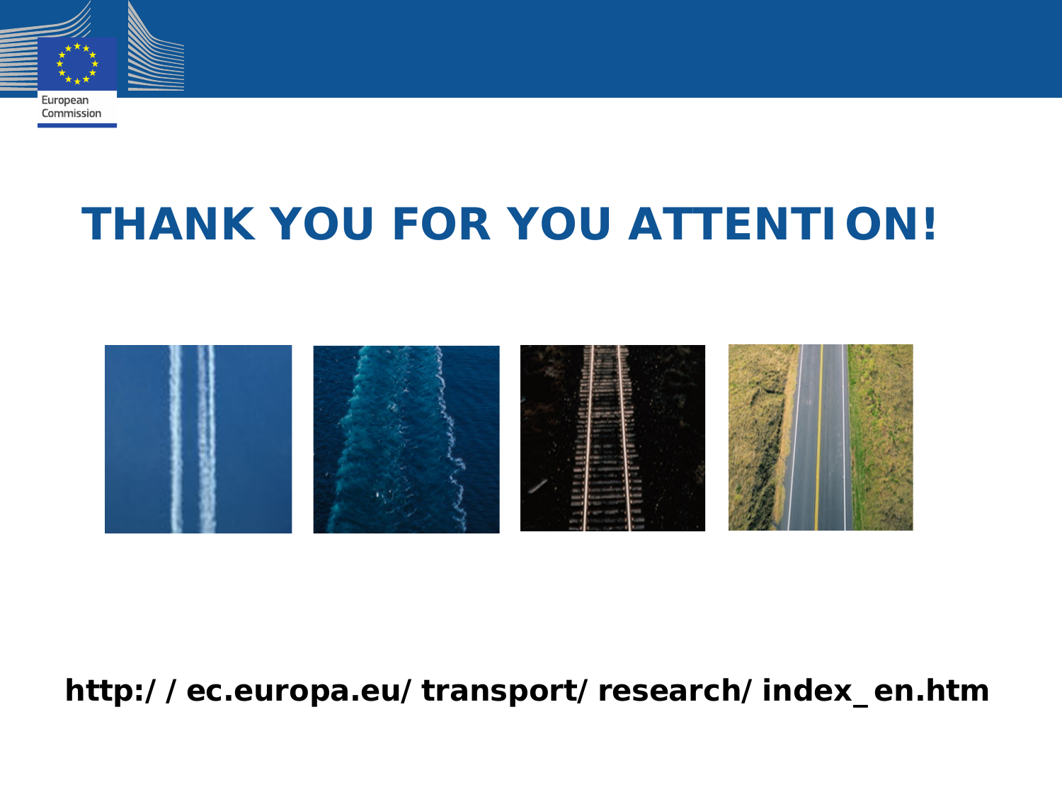# THANK YOU FOR YOU ATTENTION!

**http://ec.europa.eu/transport/research/index_en.htm**